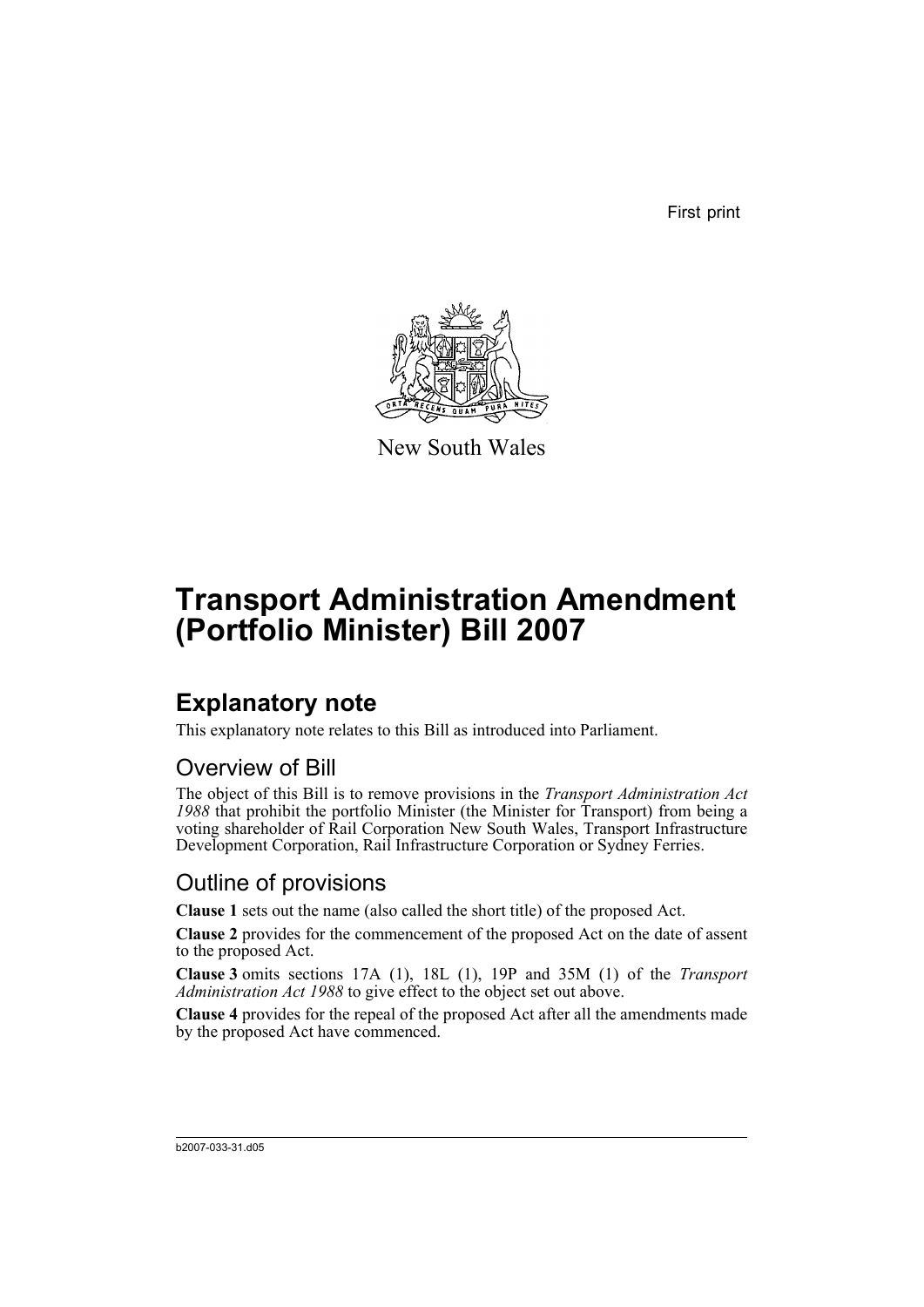First print

New South Wales

# Transport Administration Amendment (Portfolio Minister) Bill 2007

## Explanatory note

This explanatory note relates to this Bill as introduced into Parliament.

### Overview of Bill

The object of this Bill is to remove provisions in the *Transport Administration Act 1988* that prohibit the portfolio Minister (the Minister for Transport) from being a voting shareholder of Rail Corporation New South Wales, Transport Infrastructure Development Corporation, Rail Infrastructure Corporation or Sydney Ferries.

### Outline of provisions

**Clause 1** sets out the name (also called the short title) of the proposed Act.

**Clause 2** provides for the commencement of the proposed Act on the date of assent to the proposed Act.

**Clause 3** omits sections 17A (1), 18L (1), 19P and 35M (1) of the *Transport Administration Act 1988* to give effect to the object set out above.

**Clause 4** provides for the repeal of the proposed Act after all the amendments made by the proposed Act have commenced.

b2007-033-31.d05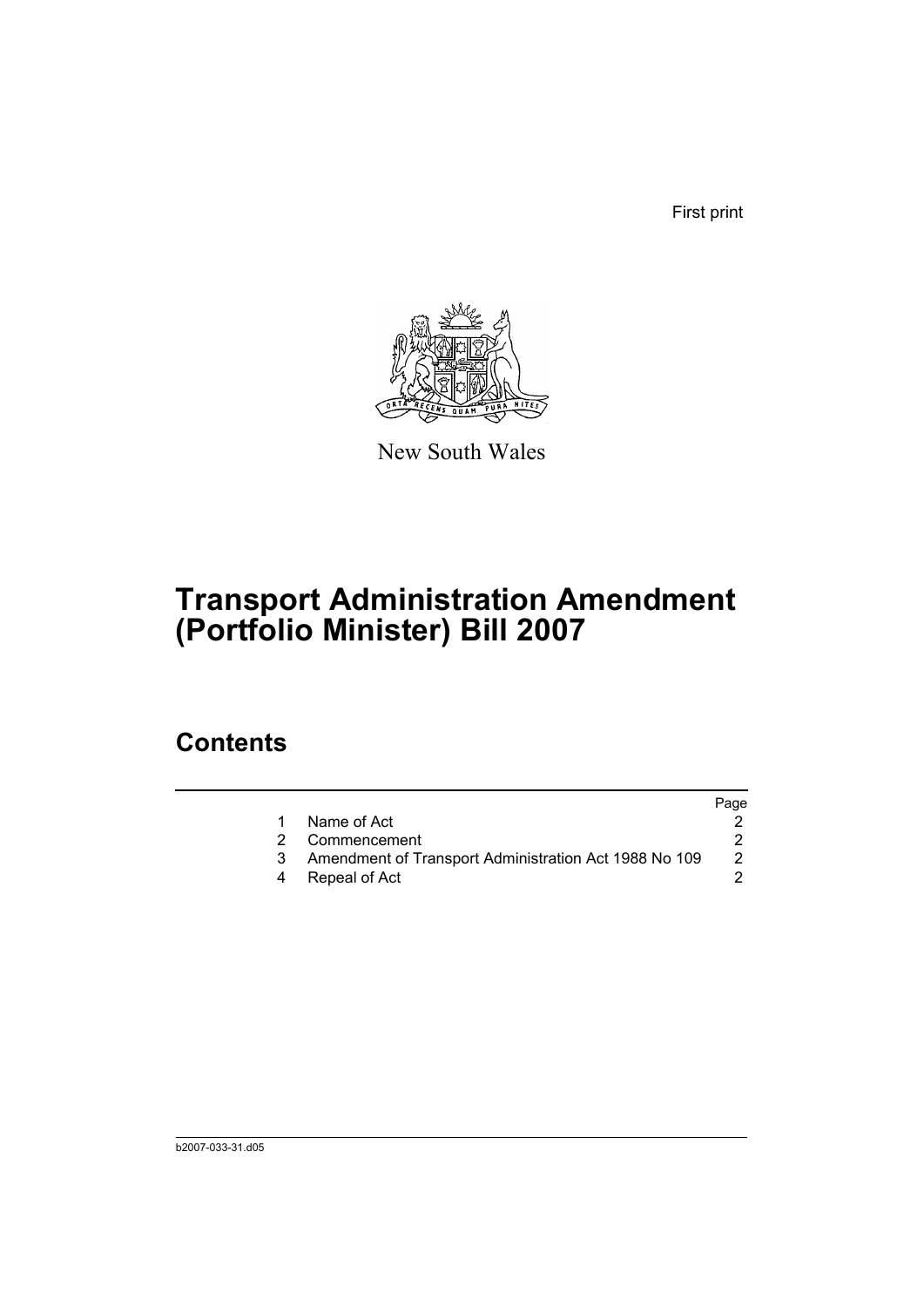First print

New South Wales

# Transport Administration Amendment (Portfolio Minister) Bill 2007

## Contents

| | | Page |
|---|---|---|
| 1 | Name of Act | 2 |
| 2 | Commencement | 2 |
| 3 | Amendment of Transport Administration Act 1988 No 109 | 2 |
| 4 | Repeal of Act | 2 |

b2007-033-31.d05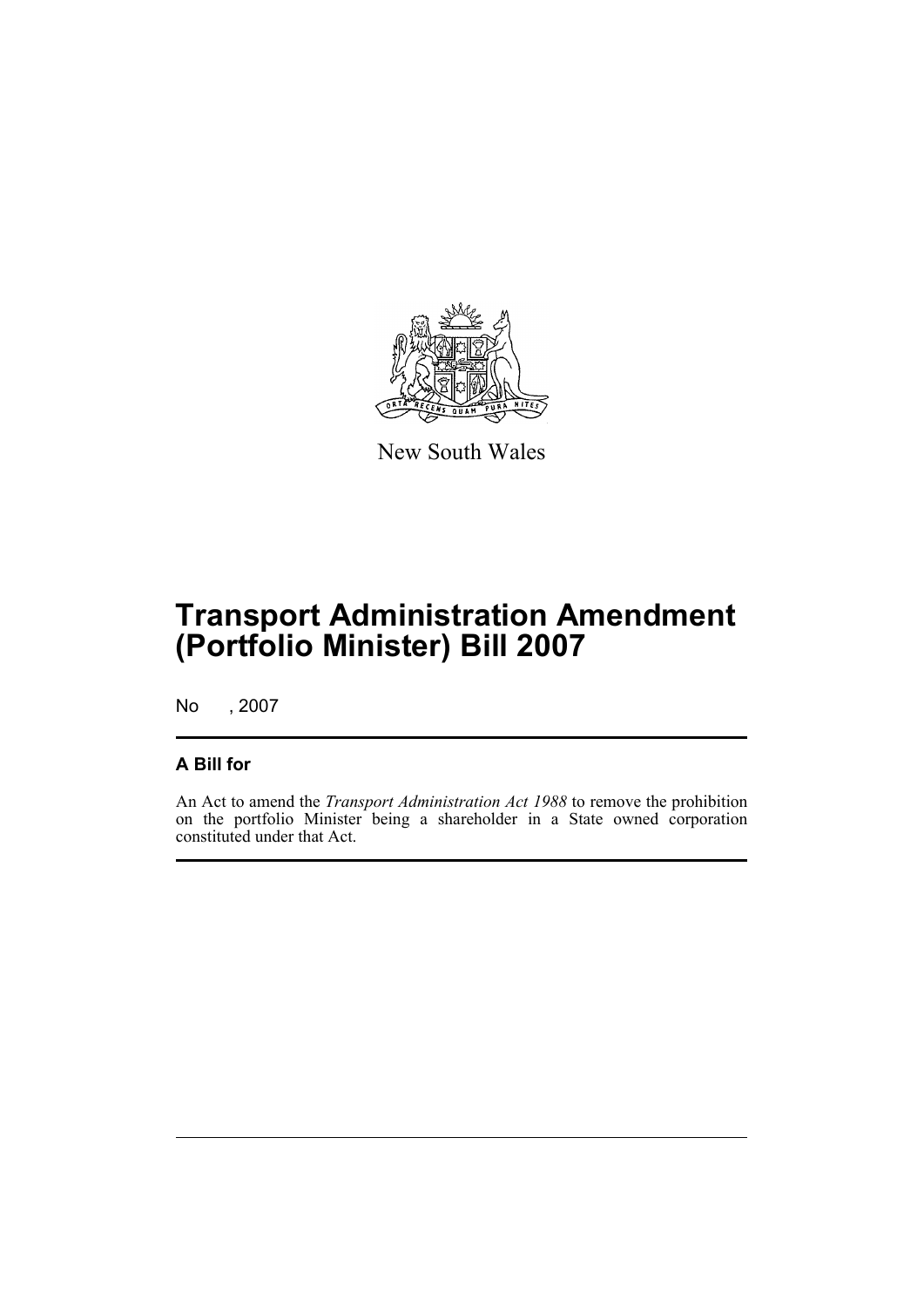New South Wales

# Transport Administration Amendment (Portfolio Minister) Bill 2007

No , 2007

## A Bill for

An Act to amend the *Transport Administration Act 1988* to remove the prohibition on the portfolio Minister being a shareholder in a State owned corporation constituted under that Act.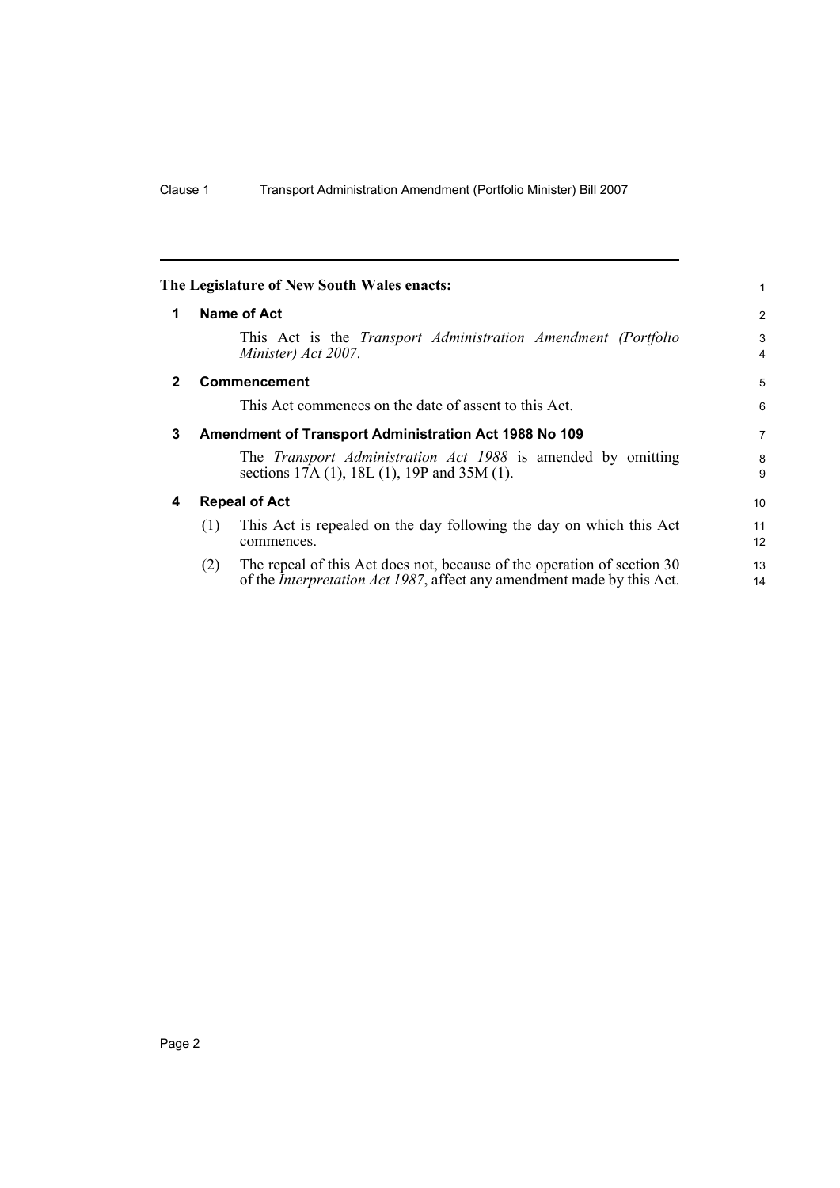**The Legislature of New South Wales enacts:**

## 1 Name of Act

This Act is the *Transport Administration Amendment (Portfolio Minister) Act 2007*.

## 2 Commencement

This Act commences on the date of assent to this Act.

## 3 Amendment of Transport Administration Act 1988 No 109

The *Transport Administration Act 1988* is amended by omitting sections 17A (1), 18L (1), 19P and 35M (1).

## 4 Repeal of Act

(1) This Act is repealed on the day following the day on which this Act commences.

(2) The repeal of this Act does not, because of the operation of section 30 of the *Interpretation Act 1987*, affect any amendment made by this Act.